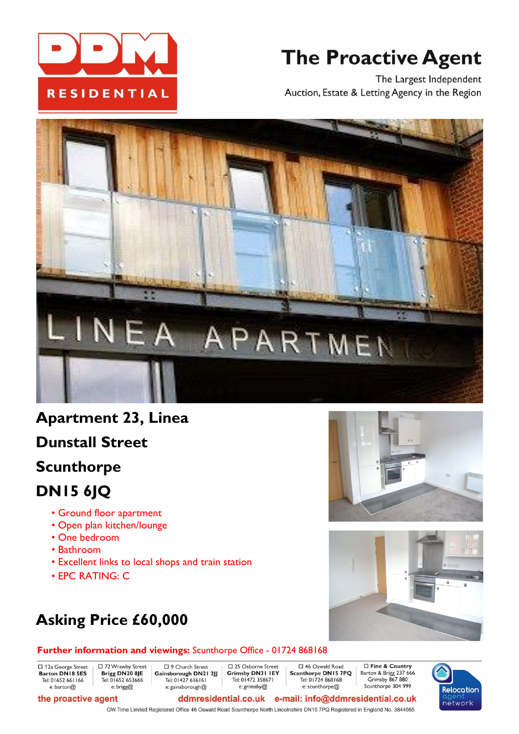DDM RESIDENTIAL

# The Proactive Agent

The Largest Independent
Auction, Estate & Letting Agency in the Region

## Apartment 23, Linea

## Dunstall Street

## Scunthorpe

## DN15 6JQ

- Ground floor apartment
- Open plan kitchen/lounge
- One bedroom
- Bathroom
- Excellent links to local shops and train station
- EPC RATING: C

## Asking Price £60,000

**Further information and viewings:** Scunthorpe Office - 01724 868168

| 12a George Street **Barton DN18 5ES** Tel: 01652 661166 e: barton@ | 72 Wrawby Street **Brigg DN20 8JE** Tel: 01652 653666 e: brigg@ | 9 Church Street **Gainsborough DN21 2JJ** Tel: 01427 616161 e: gainsborough@ | 25 Osborne Street **Grimsby DN31 1EY** Tel: 01472 358671 e: grimsby@ | 46 Oswald Road **Scunthorpe DN15 7PQ** Tel: 01724 868168 e: scunthorpe@ | **Fine & Country** Barton & Brigg 237 666 Grimsby 867 880 Scunthorpe 304 999 |
|---|---|---|---|---|---|

the proactive agent ddmresidential.co.uk e-mail: info@ddmresidential.co.uk

Relocation agent network

GW Time Limited Registered Office 46 Oswald Road Scunthorpe North Lincolnshire DN15 7PQ Registered in England No. 3844565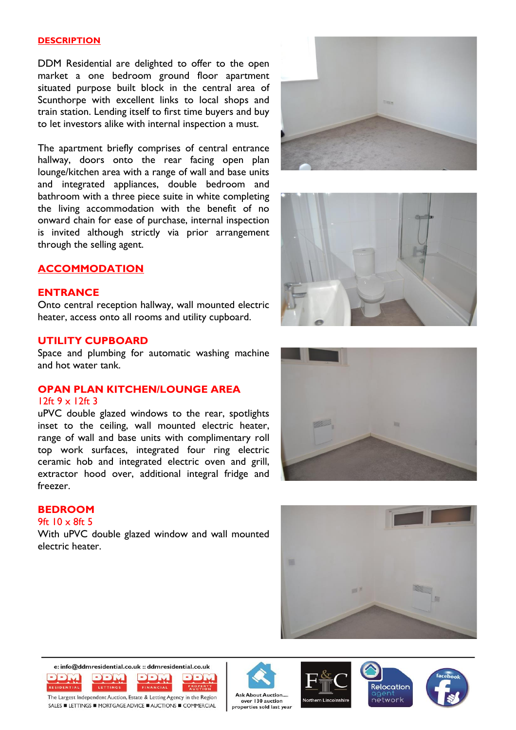## DESCRIPTION

DDM Residential are delighted to offer to the open market a one bedroom ground floor apartment situated purpose built block in the central area of Scunthorpe with excellent links to local shops and train station. Lending itself to first time buyers and buy to let investors alike with internal inspection a must.

The apartment briefly comprises of central entrance hallway, doors onto the rear facing open plan lounge/kitchen area with a range of wall and base units and integrated appliances, double bedroom and bathroom with a three piece suite in white completing the living accommodation with the benefit of no onward chain for ease of purchase, internal inspection is invited although strictly via prior arrangement through the selling agent.

## ACCOMMODATION

### ENTRANCE

Onto central reception hallway, wall mounted electric heater, access onto all rooms and utility cupboard.

### UTILITY CUPBOARD

Space and plumbing for automatic washing machine and hot water tank.

### OPAN PLAN KITCHEN/LOUNGE AREA

12ft 9 x 12ft 3

uPVC double glazed windows to the rear, spotlights inset to the ceiling, wall mounted electric heater, range of wall and base units with complimentary roll top work surfaces, integrated four ring electric ceramic hob and integrated electric oven and grill, extractor hood over, additional integral fridge and freezer.

### BEDROOM

9ft 10 x 8ft 5

With uPVC double glazed window and wall mounted electric heater.

e: info@ddmresidential.co.uk :: ddmresidential.co.uk

The Largest Independent Auction, Estate & Letting Agency in the Region

SALES ■ LETTINGS ■ MORTGAGE ADVICE ■ AUCTIONS ■ COMMERCIAL

Ask About Auction.... over 130 auction properties sold last year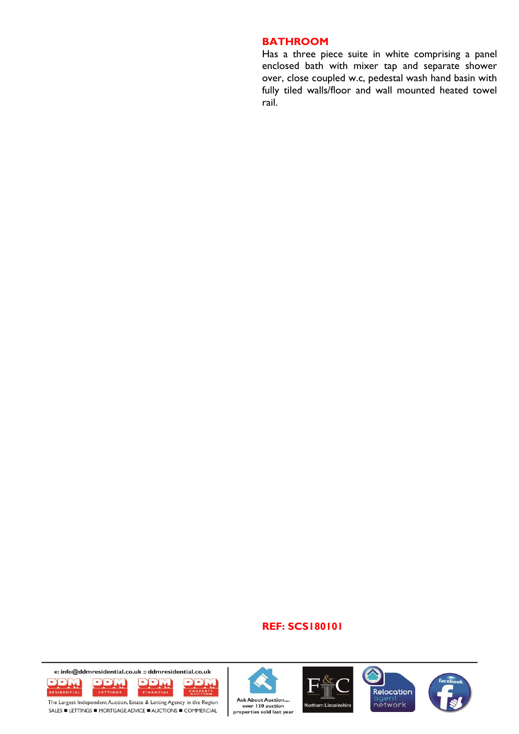## BATHROOM

Has a three piece suite in white comprising a panel enclosed bath with mixer tap and separate shower over, close coupled w.c, pedestal wash hand basin with fully tiled walls/floor and wall mounted heated towel rail.

**REF: SCS180101**

e: info@ddmresidential.co.uk :: ddmresidential.co.uk

The Largest Independent Auction, Estate & Letting Agency in the Region

SALES ■ LETTINGS ■ MORTGAGE ADVICE ■ AUCTIONS ■ COMMERCIAL

Ask About Auction.... over 130 auction properties sold last year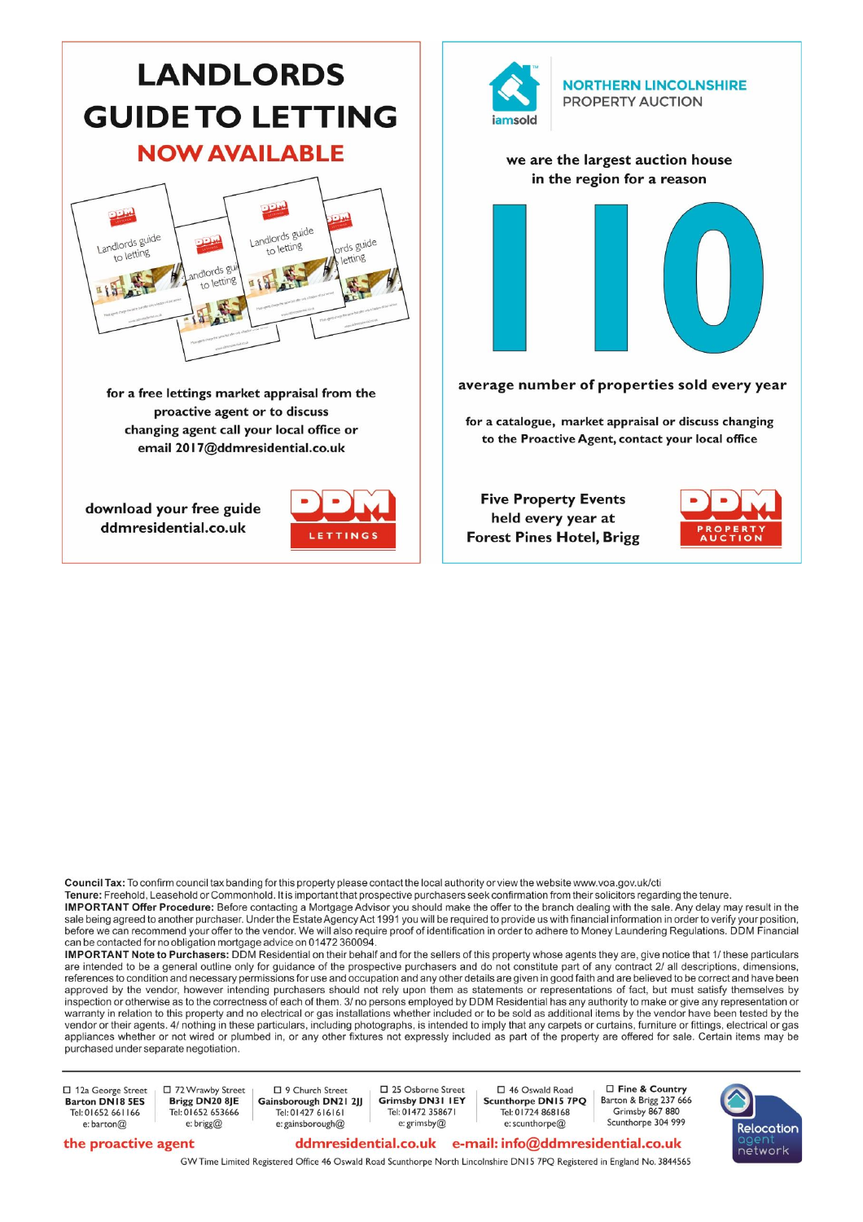# LANDLORDS GUIDE TO LETTING

## NOW AVAILABLE

for a free lettings market appraisal from the proactive agent or to discuss changing agent call your local office or email 2017@ddmresidential.co.uk

download your free guide ddmresidential.co.uk

DDM LETTINGS

---

iamsold

**NORTHERN LINCOLNSHIRE**
PROPERTY AUCTION

we are the largest auction house in the region for a reason

# 110

average number of properties sold every year

for a catalogue, market appraisal or discuss changing to the Proactive Agent, contact your local office

Five Property Events held every year at Forest Pines Hotel, Brigg

DDM PROPERTY AUCTION

---

**Council Tax:** To confirm council tax banding for this property please contact the local authority or view the website www.voa.gov.uk/cti

**Tenure:** Freehold, Leasehold or Commonhold. It is important that prospective purchasers seek confirmation from their solicitors regarding the tenure.

**IMPORTANT Offer Procedure:** Before contacting a Mortgage Advisor you should make the offer to the branch dealing with the sale. Any delay may result in the sale being agreed to another purchaser. Under the Estate Agency Act 1991 you will be required to provide us with financial information in order to verify your position, before we can recommend your offer to the vendor. We will also require proof of identification in order to adhere to Money Laundering Regulations. DDM Financial can be contacted for no obligation mortgage advice on 01472 360094.

**IMPORTANT Note to Purchasers:** DDM Residential on their behalf and for the sellers of this property whose agents they are, give notice that 1/ these particulars are intended to be a general outline only for guidance of the prospective purchasers and do not constitute part of any contract 2/ all descriptions, dimensions, references to condition and necessary permissions for use and occupation and any other details are given in good faith and are believed to be correct and have been approved by the vendor, however intending purchasers should not rely upon them as statements or representations of fact, but must satisfy themselves by inspection or otherwise as to the correctness of each of them. 3/ no persons employed by DDM Residential has any authority to make or give any representation or warranty in relation to this property and no electrical or gas installations whether included or to be sold as additional items by the vendor have been tested by the vendor or their agents. 4/ nothing in these particulars, including photographs, is intended to imply that any carpets or curtains, furniture or fittings, electrical or gas appliances whether or not wired or plumbed in, or any other fixtures not expressly included as part of the property are offered for sale. Certain items may be purchased under separate negotiation.

---

| | | | | | |
|---|---|---|---|---|---|
| ☐ 12a George Street **Barton DN18 5ES** Tel: 01652 661166 e: barton@ | ☐ 72 Wrawby Street **Brigg DN20 8JE** Tel: 01652 653666 e: brigg@ | ☐ 9 Church Street **Gainsborough DN21 2JJ** Tel: 01427 616161 e: gainsborough@ | ☐ 25 Osborne Street **Grimsby DN31 1EY** Tel: 01472 358671 e: grimsby@ | ☐ 46 Oswald Road **Scunthorpe DN15 7PQ** Tel: 01724 868168 e: scunthorpe@ | ☐ **Fine & Country** Barton & Brigg 237 666 Grimsby 867 880 Scunthorpe 304 999 |

**the proactive agent** ddmresidential.co.uk e-mail: info@ddmresidential.co.uk

Relocation agent network

GW Time Limited Registered Office 46 Oswald Road Scunthorpe North Lincolnshire DN15 7PQ Registered in England No. 3844565